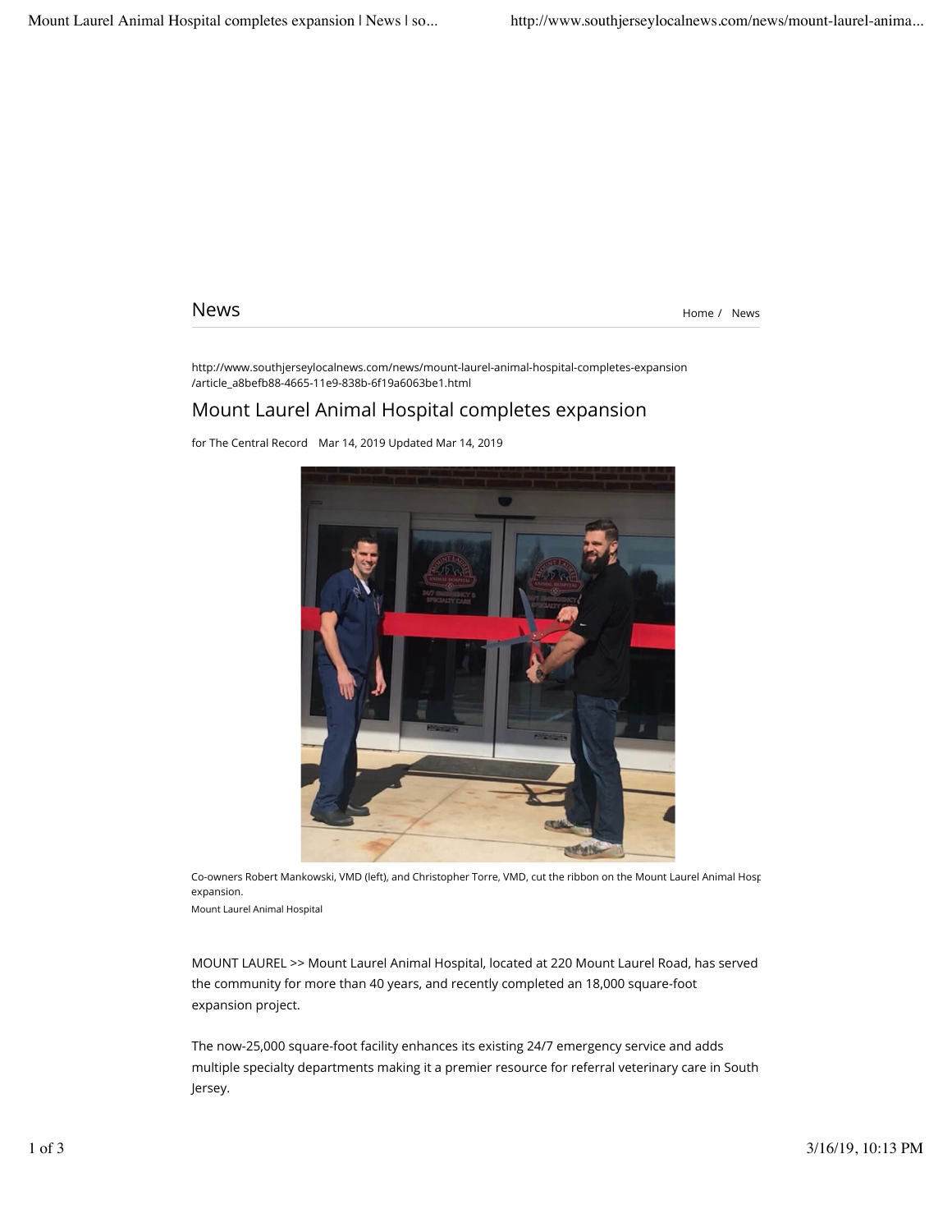# News

Home / News

http://www.southjerseylocalnews.com/news/mount-laurel-animal-hospital-completes-expansion/article_a8befb88-4665-11e9-838b-6f19a6063be1.html

## Mount Laurel Animal Hospital completes expansion

for The Central Record Mar 14, 2019 Updated Mar 14, 2019

Co-owners Robert Mankowski, VMD (left), and Christopher Torre, VMD, cut the ribbon on the Mount Laurel Animal Hosp expansion.

Mount Laurel Animal Hospital

MOUNT LAUREL >> Mount Laurel Animal Hospital, located at 220 Mount Laurel Road, has served the community for more than 40 years, and recently completed an 18,000 square-foot expansion project.

The now-25,000 square-foot facility enhances its existing 24/7 emergency service and adds multiple specialty departments making it a premier resource for referral veterinary care in South Jersey.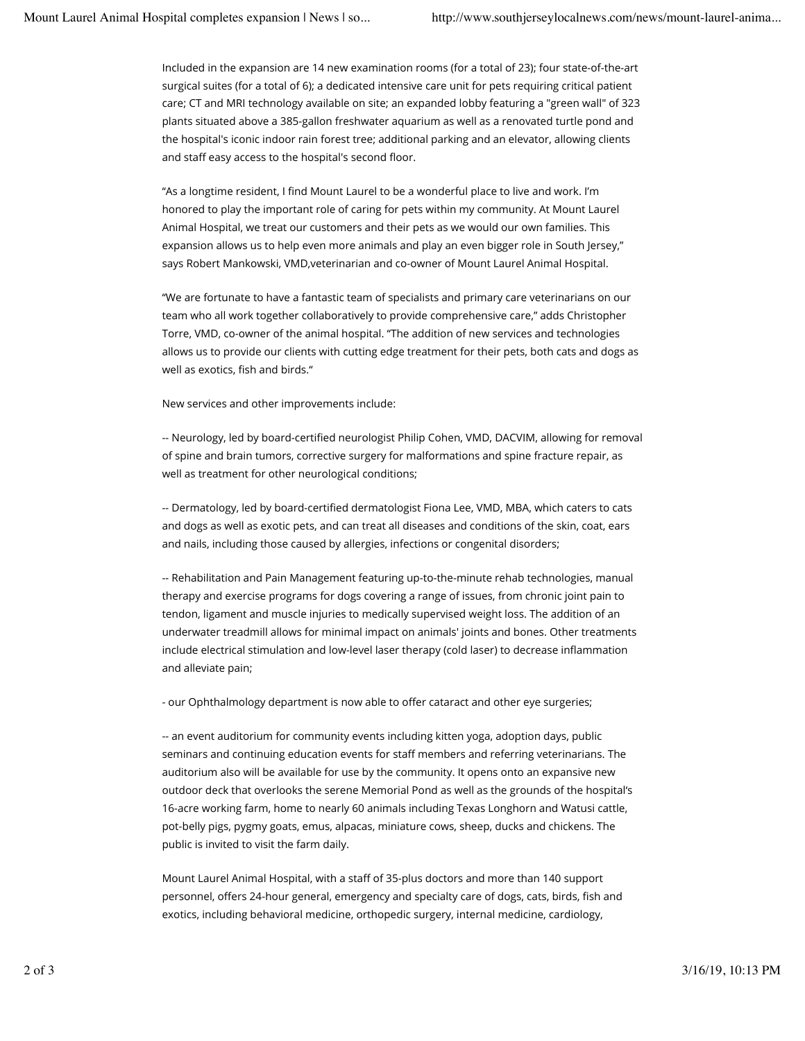Included in the expansion are 14 new examination rooms (for a total of 23); four state-of-the-art surgical suites (for a total of 6); a dedicated intensive care unit for pets requiring critical patient care; CT and MRI technology available on site; an expanded lobby featuring a "green wall" of 323 plants situated above a 385-gallon freshwater aquarium as well as a renovated turtle pond and the hospital's iconic indoor rain forest tree; additional parking and an elevator, allowing clients and staff easy access to the hospital's second floor.

"As a longtime resident, I find Mount Laurel to be a wonderful place to live and work. I'm honored to play the important role of caring for pets within my community. At Mount Laurel Animal Hospital, we treat our customers and their pets as we would our own families. This expansion allows us to help even more animals and play an even bigger role in South Jersey," says Robert Mankowski, VMD,veterinarian and co-owner of Mount Laurel Animal Hospital.

"We are fortunate to have a fantastic team of specialists and primary care veterinarians on our team who all work together collaboratively to provide comprehensive care," adds Christopher Torre, VMD, co-owner of the animal hospital. "The addition of new services and technologies allows us to provide our clients with cutting edge treatment for their pets, both cats and dogs as well as exotics, fish and birds."

New services and other improvements include:

-- Neurology, led by board-certified neurologist Philip Cohen, VMD, DACVIM, allowing for removal of spine and brain tumors, corrective surgery for malformations and spine fracture repair, as well as treatment for other neurological conditions;

-- Dermatology, led by board-certified dermatologist Fiona Lee, VMD, MBA, which caters to cats and dogs as well as exotic pets, and can treat all diseases and conditions of the skin, coat, ears and nails, including those caused by allergies, infections or congenital disorders;

-- Rehabilitation and Pain Management featuring up-to-the-minute rehab technologies, manual therapy and exercise programs for dogs covering a range of issues, from chronic joint pain to tendon, ligament and muscle injuries to medically supervised weight loss. The addition of an underwater treadmill allows for minimal impact on animals' joints and bones. Other treatments include electrical stimulation and low-level laser therapy (cold laser) to decrease inflammation and alleviate pain;

- our Ophthalmology department is now able to offer cataract and other eye surgeries;

-- an event auditorium for community events including kitten yoga, adoption days, public seminars and continuing education events for staff members and referring veterinarians. The auditorium also will be available for use by the community. It opens onto an expansive new outdoor deck that overlooks the serene Memorial Pond as well as the grounds of the hospital's 16-acre working farm, home to nearly 60 animals including Texas Longhorn and Watusi cattle, pot-belly pigs, pygmy goats, emus, alpacas, miniature cows, sheep, ducks and chickens. The public is invited to visit the farm daily.

Mount Laurel Animal Hospital, with a staff of 35-plus doctors and more than 140 support personnel, offers 24-hour general, emergency and specialty care of dogs, cats, birds, fish and exotics, including behavioral medicine, orthopedic surgery, internal medicine, cardiology,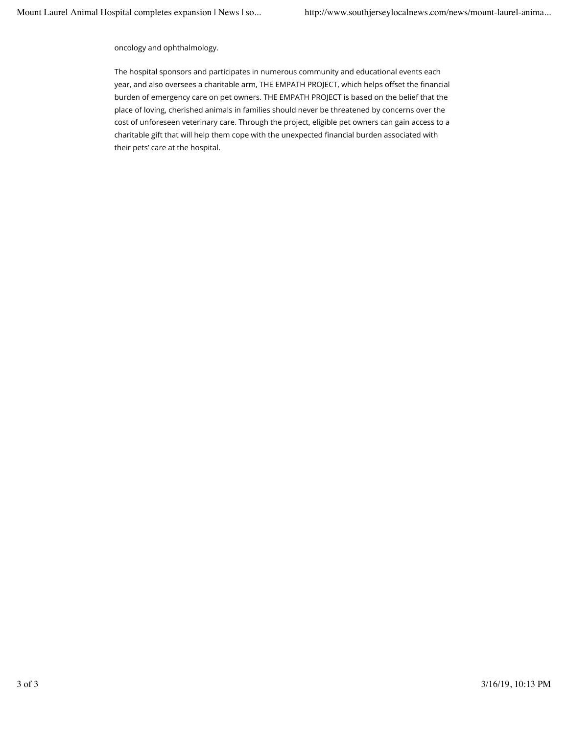oncology and ophthalmology.

The hospital sponsors and participates in numerous community and educational events each year, and also oversees a charitable arm, THE EMPATH PROJECT, which helps offset the financial burden of emergency care on pet owners. THE EMPATH PROJECT is based on the belief that the place of loving, cherished animals in families should never be threatened by concerns over the cost of unforeseen veterinary care. Through the project, eligible pet owners can gain access to a charitable gift that will help them cope with the unexpected financial burden associated with their pets' care at the hospital.